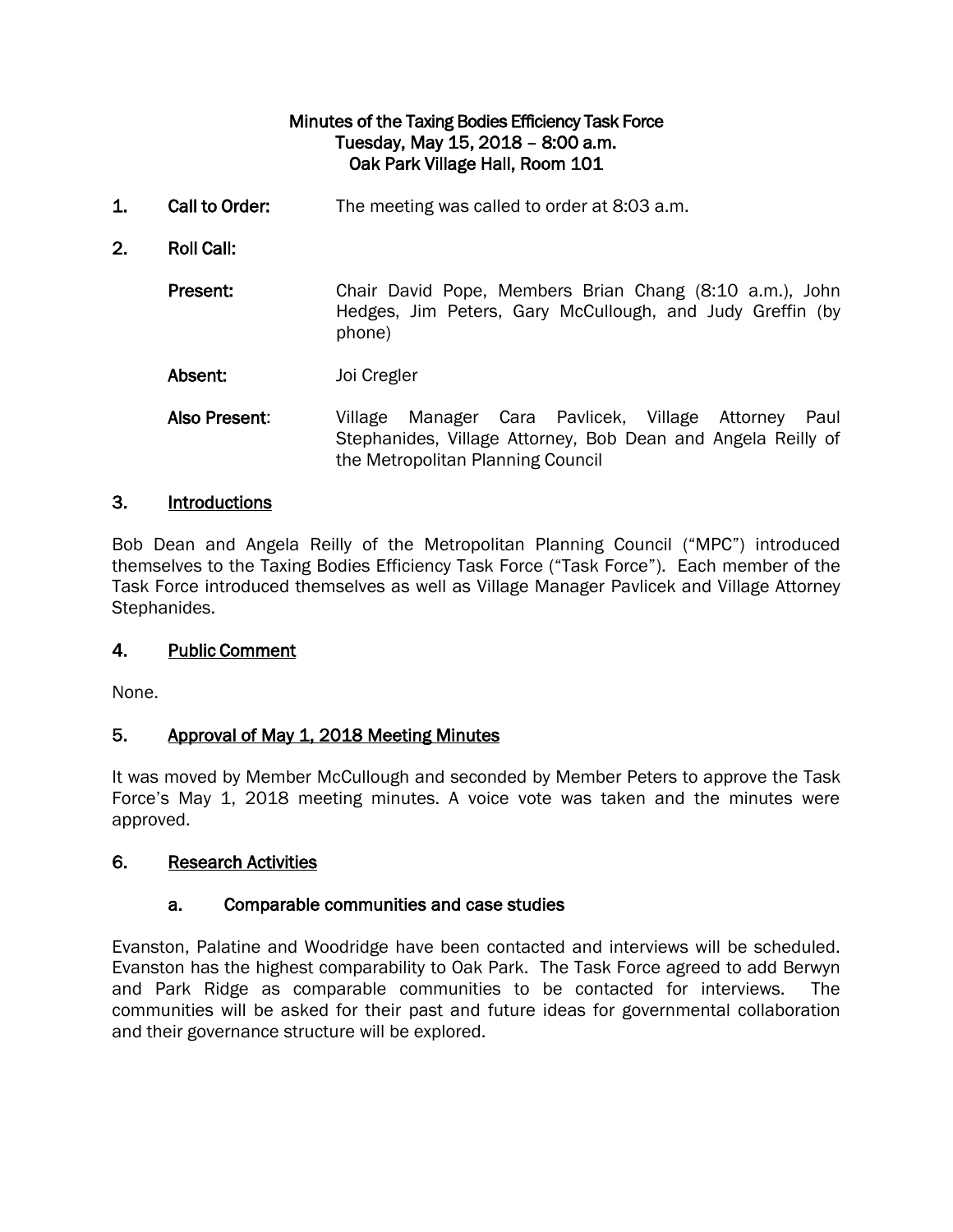# Minutes of the Taxing Bodies Efficiency Task Force
## Tuesday, May 15, 2018 – 8:00 a.m.
## Oak Park Village Hall, Room 101

**1. Call to Order:** The meeting was called to order at 8:03 a.m.

**2. Roll Call:**

**Present:** Chair David Pope, Members Brian Chang (8:10 a.m.), John Hedges, Jim Peters, Gary McCullough, and Judy Greffin (by phone)

**Absent:** Joi Cregler

**Also Present:** Village Manager Cara Pavlicek, Village Attorney Paul Stephanides, Village Attorney, Bob Dean and Angela Reilly of the Metropolitan Planning Council

### 3. Introductions

Bob Dean and Angela Reilly of the Metropolitan Planning Council ("MPC") introduced themselves to the Taxing Bodies Efficiency Task Force ("Task Force"). Each member of the Task Force introduced themselves as well as Village Manager Pavlicek and Village Attorney Stephanides.

### 4. Public Comment

None.

### 5. Approval of May 1, 2018 Meeting Minutes

It was moved by Member McCullough and seconded by Member Peters to approve the Task Force's May 1, 2018 meeting minutes. A voice vote was taken and the minutes were approved.

### 6. Research Activities

#### a. Comparable communities and case studies

Evanston, Palatine and Woodridge have been contacted and interviews will be scheduled. Evanston has the highest comparability to Oak Park. The Task Force agreed to add Berwyn and Park Ridge as comparable communities to be contacted for interviews. The communities will be asked for their past and future ideas for governmental collaboration and their governance structure will be explored.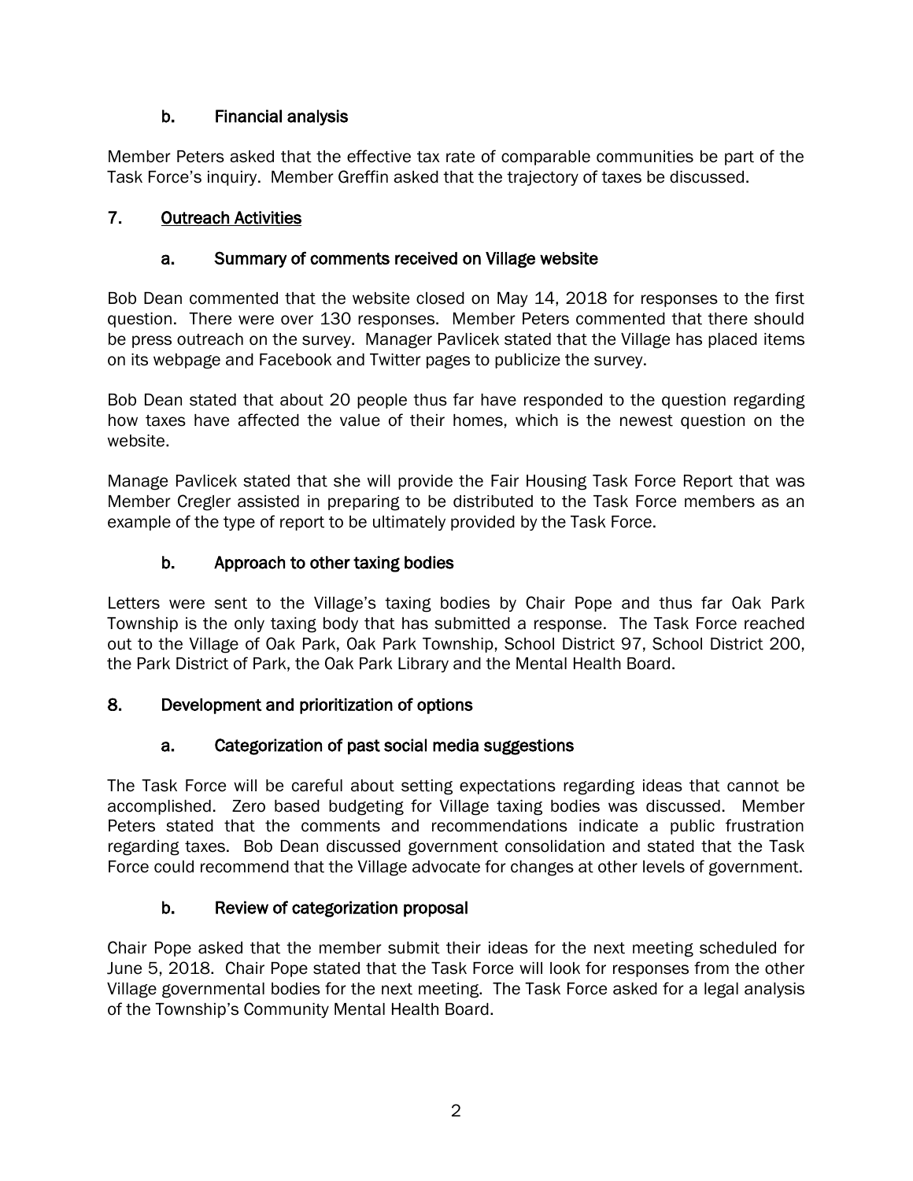### b. Financial analysis

Member Peters asked that the effective tax rate of comparable communities be part of the Task Force's inquiry. Member Greffin asked that the trajectory of taxes be discussed.

## 7. Outreach Activities

### a. Summary of comments received on Village website

Bob Dean commented that the website closed on May 14, 2018 for responses to the first question. There were over 130 responses. Member Peters commented that there should be press outreach on the survey. Manager Pavlicek stated that the Village has placed items on its webpage and Facebook and Twitter pages to publicize the survey.

Bob Dean stated that about 20 people thus far have responded to the question regarding how taxes have affected the value of their homes, which is the newest question on the website.

Manage Pavlicek stated that she will provide the Fair Housing Task Force Report that was Member Cregler assisted in preparing to be distributed to the Task Force members as an example of the type of report to be ultimately provided by the Task Force.

### b. Approach to other taxing bodies

Letters were sent to the Village's taxing bodies by Chair Pope and thus far Oak Park Township is the only taxing body that has submitted a response. The Task Force reached out to the Village of Oak Park, Oak Park Township, School District 97, School District 200, the Park District of Park, the Oak Park Library and the Mental Health Board.

## 8. Development and prioritization of options

### a. Categorization of past social media suggestions

The Task Force will be careful about setting expectations regarding ideas that cannot be accomplished. Zero based budgeting for Village taxing bodies was discussed. Member Peters stated that the comments and recommendations indicate a public frustration regarding taxes. Bob Dean discussed government consolidation and stated that the Task Force could recommend that the Village advocate for changes at other levels of government.

### b. Review of categorization proposal

Chair Pope asked that the member submit their ideas for the next meeting scheduled for June 5, 2018. Chair Pope stated that the Task Force will look for responses from the other Village governmental bodies for the next meeting. The Task Force asked for a legal analysis of the Township's Community Mental Health Board.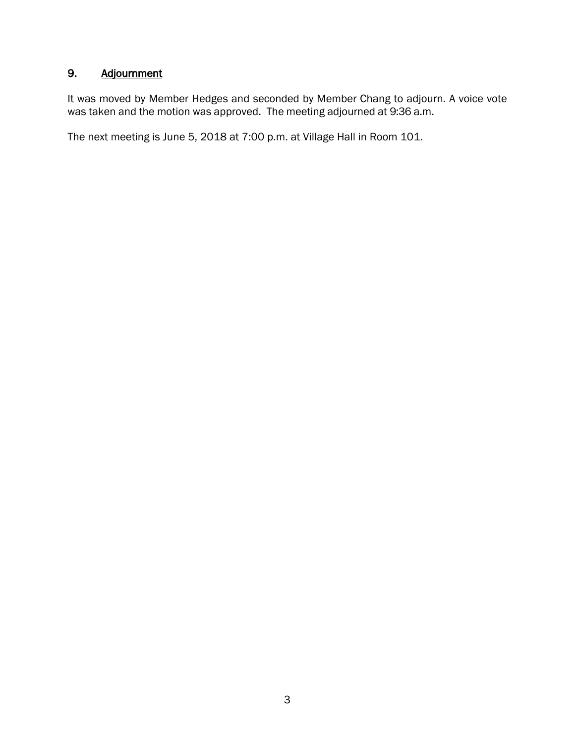## 9. Adjournment

It was moved by Member Hedges and seconded by Member Chang to adjourn. A voice vote was taken and the motion was approved. The meeting adjourned at 9:36 a.m.

The next meeting is June 5, 2018 at 7:00 p.m. at Village Hall in Room 101.